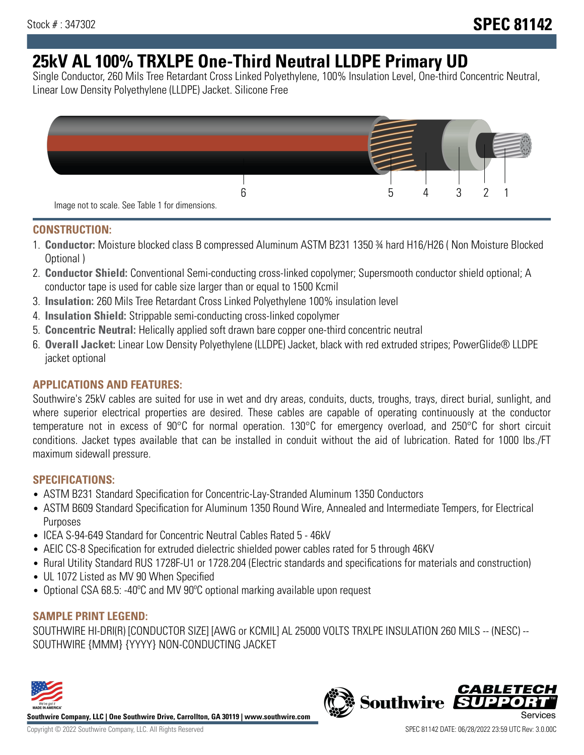Stock # : 347302

# SPEC 81142

# 25kV AL 100% TRXLPE One-Third Neutral LLDPE Primary UD

Single Conductor, 260 Mils Tree Retardant Cross Linked Polyethylene, 100% Insulation Level, One-third Concentric Neutral, Linear Low Density Polyethylene (LLDPE) Jacket. Silicone Free

6 5 4 3 2 1

Image not to scale. See Table 1 for dimensions.

## CONSTRUCTION:

1. **Conductor:** Moisture blocked class B compressed Aluminum ASTM B231 1350 ¾ hard H16/H26 ( Non Moisture Blocked Optional )
2. **Conductor Shield:** Conventional Semi-conducting cross-linked copolymer; Supersmooth conductor shield optional; A conductor tape is used for cable size larger than or equal to 1500 Kcmil
3. **Insulation:** 260 Mils Tree Retardant Cross Linked Polyethylene 100% insulation level
4. **Insulation Shield:** Strippable semi-conducting cross-linked copolymer
5. **Concentric Neutral:** Helically applied soft drawn bare copper one-third concentric neutral
6. **Overall Jacket:** Linear Low Density Polyethylene (LLDPE) Jacket, black with red extruded stripes; PowerGlide® LLDPE jacket optional

## APPLICATIONS AND FEATURES:

Southwire's 25kV cables are suited for use in wet and dry areas, conduits, ducts, troughs, trays, direct burial, sunlight, and where superior electrical properties are desired. These cables are capable of operating continuously at the conductor temperature not in excess of 90°C for normal operation. 130°C for emergency overload, and 250°C for short circuit conditions. Jacket types available that can be installed in conduit without the aid of lubrication. Rated for 1000 lbs./FT maximum sidewall pressure.

## SPECIFICATIONS:

- ASTM B231 Standard Specification for Concentric-Lay-Stranded Aluminum 1350 Conductors
- ASTM B609 Standard Specification for Aluminum 1350 Round Wire, Annealed and Intermediate Tempers, for Electrical Purposes
- ICEA S-94-649 Standard for Concentric Neutral Cables Rated 5 - 46kV
- AEIC CS-8 Specification for extruded dielectric shielded power cables rated for 5 through 46KV
- Rural Utility Standard RUS 1728F-U1 or 1728.204 (Electric standards and specifications for materials and construction)
- UL 1072 Listed as MV 90 When Specified
- Optional CSA 68.5: -40ºC and MV 90ºC optional marking available upon request

## SAMPLE PRINT LEGEND:

SOUTHWIRE HI-DRI(R) [CONDUCTOR SIZE] [AWG or KCMIL] AL 25000 VOLTS TRXLPE INSULATION 260 MILS -- (NESC) -- SOUTHWIRE {MMM} {YYYY} NON-CONDUCTING JACKET

**Southwire Company, LLC | One Southwire Drive, Carrollton, GA 30119 | www.southwire.com**

Copyright © 2022 Southwire Company, LLC. All Rights Reserved

SPEC 81142 DATE: 06/28/2022 23:59 UTC Rev: 3.0.00C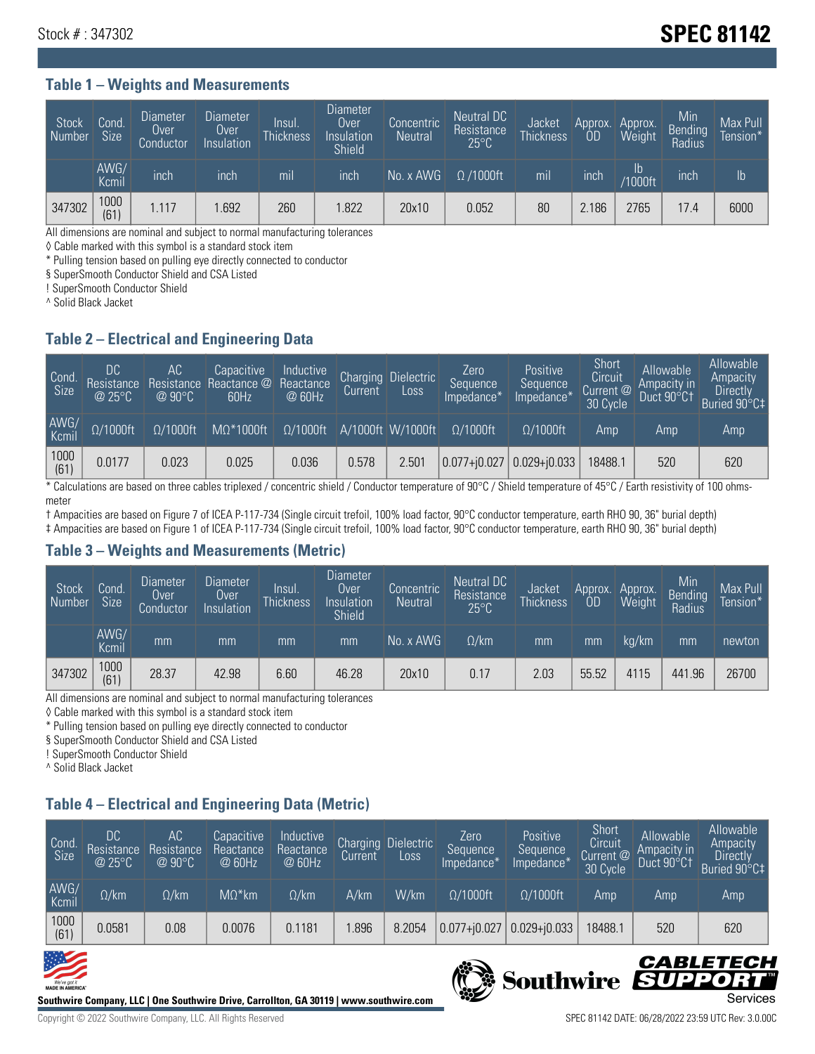Stock # : 347302

# SPEC 81142

## Table 1 – Weights and Measurements

| Stock Number | Cond. Size | Diameter Over Conductor | Diameter Over Insulation | Insul. Thickness | Diameter Over Insulation Shield | Concentric Neutral | Neutral DC Resistance 25°C | Jacket Thickness | Approx. OD | Approx. Weight | Min Bending Radius | Max Pull Tension* |
|---|---|---|---|---|---|---|---|---|---|---|---|---|
| | AWG/ Kcmil | inch | inch | mil | inch | No. x AWG | Ω /1000ft | mil | inch | lb /1000ft | inch | lb |
| 347302 | 1000 (61) | 1.117 | 1.692 | 260 | 1.822 | 20x10 | 0.052 | 80 | 2.186 | 2765 | 17.4 | 6000 |

All dimensions are nominal and subject to normal manufacturing tolerances
◊ Cable marked with this symbol is a standard stock item
* Pulling tension based on pulling eye directly connected to conductor
§ SuperSmooth Conductor Shield and CSA Listed
! SuperSmooth Conductor Shield
^ Solid Black Jacket

## Table 2 – Electrical and Engineering Data

| Cond. Size | DC Resistance @ 25°C | AC Resistance @ 90°C | Capacitive Reactance @ 60Hz | Inductive Reactance @ 60Hz | Charging Current | Dielectric Loss | Zero Sequence Impedance* | Positive Sequence Impedance* | Short Circuit Current @ 30 Cycle | Allowable Ampacity in Duct 90°C† | Allowable Ampacity Directly Buried 90°C‡ |
|---|---|---|---|---|---|---|---|---|---|---|---|
| AWG/ Kcmil | Ω/1000ft | Ω/1000ft | MΩ*1000ft | Ω/1000ft | A/1000ft | W/1000ft | Ω/1000ft | Ω/1000ft | Amp | Amp | Amp |
| 1000 (61) | 0.0177 | 0.023 | 0.025 | 0.036 | 0.578 | 2.501 | 0.077+j0.027 | 0.029+j0.033 | 18488.1 | 520 | 620 |

* Calculations are based on three cables triplexed / concentric shield / Conductor temperature of 90°C / Shield temperature of 45°C / Earth resistivity of 100 ohms-meter
† Ampacities are based on Figure 7 of ICEA P-117-734 (Single circuit trefoil, 100% load factor, 90°C conductor temperature, earth RHO 90, 36" burial depth)
‡ Ampacities are based on Figure 1 of ICEA P-117-734 (Single circuit trefoil, 100% load factor, 90°C conductor temperature, earth RHO 90, 36" burial depth)

## Table 3 – Weights and Measurements (Metric)

| Stock Number | Cond. Size | Diameter Over Conductor | Diameter Over Insulation | Insul. Thickness | Diameter Over Insulation Shield | Concentric Neutral | Neutral DC Resistance 25°C | Jacket Thickness | Approx. OD | Approx. Weight | Min Bending Radius | Max Pull Tension* |
|---|---|---|---|---|---|---|---|---|---|---|---|---|
| | AWG/ Kcmil | mm | mm | mm | mm | No. x AWG | Ω/km | mm | mm | kg/km | mm | newton |
| 347302 | 1000 (61) | 28.37 | 42.98 | 6.60 | 46.28 | 20x10 | 0.17 | 2.03 | 55.52 | 4115 | 441.96 | 26700 |

All dimensions are nominal and subject to normal manufacturing tolerances
◊ Cable marked with this symbol is a standard stock item
* Pulling tension based on pulling eye directly connected to conductor
§ SuperSmooth Conductor Shield and CSA Listed
! SuperSmooth Conductor Shield
^ Solid Black Jacket

## Table 4 – Electrical and Engineering Data (Metric)

| Cond. Size | DC Resistance @ 25°C | AC Resistance @ 90°C | Capacitive Reactance @ 60Hz | Inductive Reactance @ 60Hz | Charging Current | Dielectric Loss | Zero Sequence Impedance* | Positive Sequence Impedance* | Short Circuit Current @ 30 Cycle | Allowable Ampacity in Duct 90°C† | Allowable Ampacity Directly Buried 90°C‡ |
|---|---|---|---|---|---|---|---|---|---|---|---|
| AWG/ Kcmil | Ω/km | Ω/km | MΩ*km | Ω/km | A/km | W/km | Ω/1000ft | Ω/1000ft | Amp | Amp | Amp |
| 1000 (61) | 0.0581 | 0.08 | 0.0076 | 0.1181 | 1.896 | 8.2054 | 0.077+j0.027 | 0.029+j0.033 | 18488.1 | 520 | 620 |

Southwire Company, LLC | One Southwire Drive, Carrollton, GA 30119 | www.southwire.com

Copyright © 2022 Southwire Company, LLC. All Rights Reserved

SPEC 81142 DATE: 06/28/2022 23:59 UTC Rev: 3.0.00C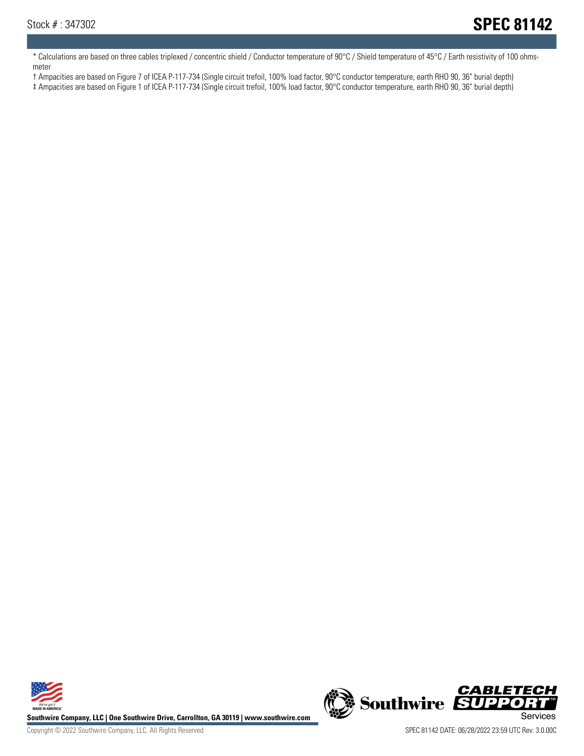* Calculations are based on three cables triplexed / concentric shield / Conductor temperature of 90°C / Shield temperature of 45°C / Earth resistivity of 100 ohms-meter

† Ampacities are based on Figure 7 of ICEA P-117-734 (Single circuit trefoil, 100% load factor, 90°C conductor temperature, earth RHO 90, 36" burial depth)

‡ Ampacities are based on Figure 1 of ICEA P-117-734 (Single circuit trefoil, 100% load factor, 90°C conductor temperature, earth RHO 90, 36" burial depth)